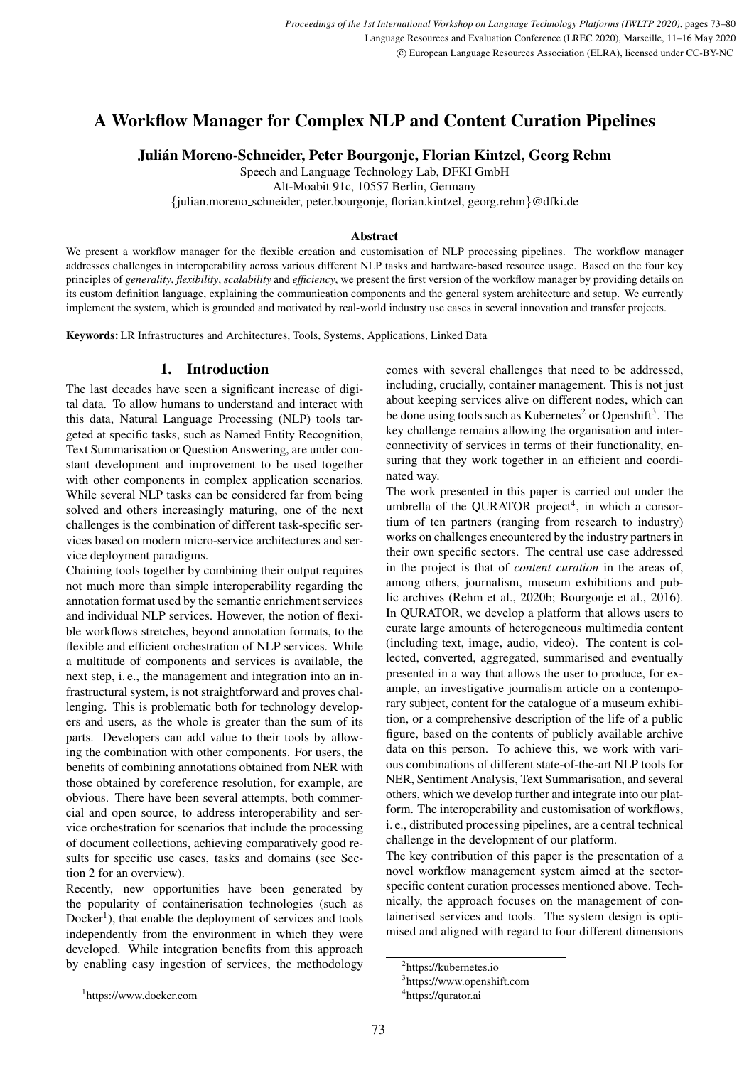# A Workflow Manager for Complex NLP and Content Curation Pipelines

**Julián Moreno-Schneider, Peter Bourgonje, Florian Kintzel, Georg Rehm**

Speech and Language Technology Lab, DFKI GmbH
Alt-Moabit 91c, 10557 Berlin, Germany
{julian.moreno_schneider, peter.bourgonje, florian.kintzel, georg.rehm}@dfki.de

## Abstract

We present a workflow manager for the flexible creation and customisation of NLP processing pipelines. The workflow manager addresses challenges in interoperability across various different NLP tasks and hardware-based resource usage. Based on the four key principles of *generality*, *flexibility*, *scalability* and *efficiency*, we present the first version of the workflow manager by providing details on its custom definition language, explaining the communication components and the general system architecture and setup. We currently implement the system, which is grounded and motivated by real-world industry use cases in several innovation and transfer projects.

**Keywords:** LR Infrastructures and Architectures, Tools, Systems, Applications, Linked Data

## 1. Introduction

The last decades have seen a significant increase of digital data. To allow humans to understand and interact with this data, Natural Language Processing (NLP) tools targeted at specific tasks, such as Named Entity Recognition, Text Summarisation or Question Answering, are under constant development and improvement to be used together with other components in complex application scenarios. While several NLP tasks can be considered far from being solved and others increasingly maturing, one of the next challenges is the combination of different task-specific services based on modern micro-service architectures and service deployment paradigms.

Chaining tools together by combining their output requires not much more than simple interoperability regarding the annotation format used by the semantic enrichment services and individual NLP services. However, the notion of flexible workflows stretches, beyond annotation formats, to the flexible and efficient orchestration of NLP services. While a multitude of components and services is available, the next step, i. e., the management and integration into an infrastructural system, is not straightforward and proves challenging. This is problematic both for technology developers and users, as the whole is greater than the sum of its parts. Developers can add value to their tools by allowing the combination with other components. For users, the benefits of combining annotations obtained from NER with those obtained by coreference resolution, for example, are obvious. There have been several attempts, both commercial and open source, to address interoperability and service orchestration for scenarios that include the processing of document collections, achieving comparatively good results for specific use cases, tasks and domains (see Section 2 for an overview).

Recently, new opportunities have been generated by the popularity of containerisation technologies (such as Docker[1]), that enable the deployment of services and tools independently from the environment in which they were developed. While integration benefits from this approach by enabling easy ingestion of services, the methodology comes with several challenges that need to be addressed, including, crucially, container management. This is not just about keeping services alive on different nodes, which can be done using tools such as Kubernetes[2] or Openshift[3]. The key challenge remains allowing the organisation and interconnectivity of services in terms of their functionality, ensuring that they work together in an efficient and coordinated way.

The work presented in this paper is carried out under the umbrella of the QURATOR project[4], in which a consortium of ten partners (ranging from research to industry) works on challenges encountered by the industry partners in their own specific sectors. The central use case addressed in the project is that of *content curation* in the areas of, among others, journalism, museum exhibitions and public archives (Rehm et al., 2020b; Bourgonje et al., 2016). In QURATOR, we develop a platform that allows users to curate large amounts of heterogeneous multimedia content (including text, image, audio, video). The content is collected, converted, aggregated, summarised and eventually presented in a way that allows the user to produce, for example, an investigative journalism article on a contemporary subject, content for the catalogue of a museum exhibition, or a comprehensive description of the life of a public figure, based on the contents of publicly available archive data on this person. To achieve this, we work with various combinations of different state-of-the-art NLP tools for NER, Sentiment Analysis, Text Summarisation, and several others, which we develop further and integrate into our platform. The interoperability and customisation of workflows, i. e., distributed processing pipelines, are a central technical challenge in the development of our platform.

The key contribution of this paper is the presentation of a novel workflow management system aimed at the sector-specific content curation processes mentioned above. Technically, the approach focuses on the management of containerised services and tools. The system design is optimised and aligned with regard to four different dimensions

[1] https://www.docker.com

[2] https://kubernetes.io

[3] https://www.openshift.com

[4] https://qurator.ai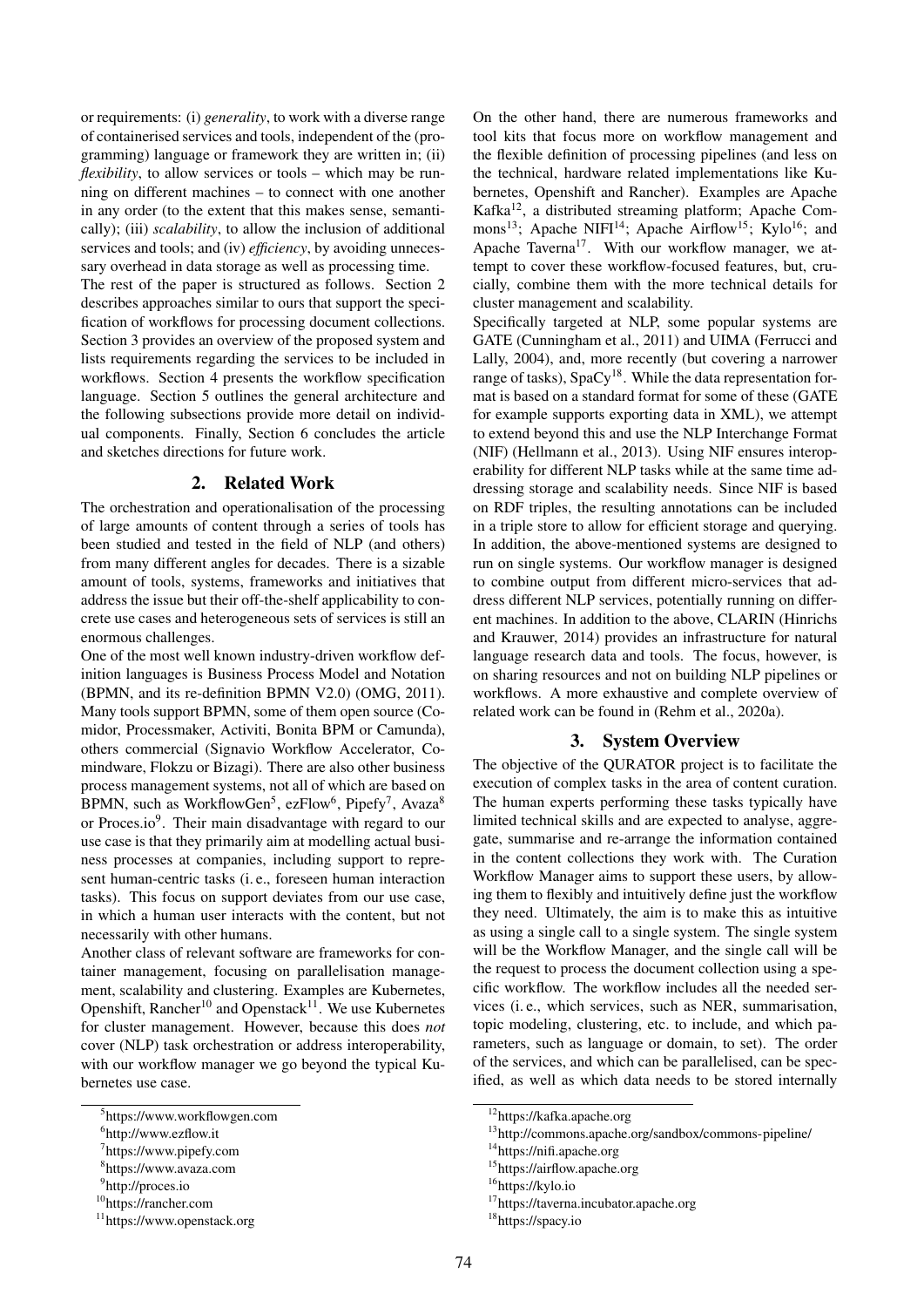or requirements: (i) *generality*, to work with a diverse range of containerised services and tools, independent of the (programming) language or framework they are written in; (ii) *flexibility*, to allow services or tools – which may be running on different machines – to connect with one another in any order (to the extent that this makes sense, semantically); (iii) *scalability*, to allow the inclusion of additional services and tools; and (iv) *efficiency*, by avoiding unnecessary overhead in data storage as well as processing time.

The rest of the paper is structured as follows. Section 2 describes approaches similar to ours that support the specification of workflows for processing document collections. Section 3 provides an overview of the proposed system and lists requirements regarding the services to be included in workflows. Section 4 presents the workflow specification language. Section 5 outlines the general architecture and the following subsections provide more detail on individual components. Finally, Section 6 concludes the article and sketches directions for future work.

## 2. Related Work

The orchestration and operationalisation of the processing of large amounts of content through a series of tools has been studied and tested in the field of NLP (and others) from many different angles for decades. There is a sizable amount of tools, systems, frameworks and initiatives that address the issue but their off-the-shelf applicability to concrete use cases and heterogeneous sets of services is still an enormous challenges.

One of the most well known industry-driven workflow definition languages is Business Process Model and Notation (BPMN, and its re-definition BPMN V2.0) (OMG, 2011). Many tools support BPMN, some of them open source (Comidor, Processmaker, Activiti, Bonita BPM or Camunda), others commercial (Signavio Workflow Accelerator, Comindware, Flokzu or Bizagi). There are also other business process management systems, not all of which are based on BPMN, such as WorkflowGen[5], ezFlow[6], Pipefy[7], Avaza[8] or Proces.io[9]. Their main disadvantage with regard to our use case is that they primarily aim at modelling actual business processes at companies, including support to represent human-centric tasks (i. e., foreseen human interaction tasks). This focus on support deviates from our use case, in which a human user interacts with the content, but not necessarily with other humans.

Another class of relevant software are frameworks for container management, focusing on parallelisation management, scalability and clustering. Examples are Kubernetes, Openshift, Rancher[10] and Openstack[11]. We use Kubernetes for cluster management. However, because this does *not* cover (NLP) task orchestration or address interoperability, with our workflow manager we go beyond the typical Kubernetes use case.

On the other hand, there are numerous frameworks and tool kits that focus more on workflow management and the flexible definition of processing pipelines (and less on the technical, hardware related implementations like Kubernetes, Openshift and Rancher). Examples are Apache Kafka[12], a distributed streaming platform; Apache Commons[13]; Apache NIFI[14]; Apache Airflow[15]; Kylo[16]; and Apache Taverna[17]. With our workflow manager, we attempt to cover these workflow-focused features, but, crucially, combine them with the more technical details for cluster management and scalability.

Specifically targeted at NLP, some popular systems are GATE (Cunningham et al., 2011) and UIMA (Ferrucci and Lally, 2004), and, more recently (but covering a narrower range of tasks), SpaCy[18]. While the data representation format is based on a standard format for some of these (GATE for example supports exporting data in XML), we attempt to extend beyond this and use the NLP Interchange Format (NIF) (Hellmann et al., 2013). Using NIF ensures interoperability for different NLP tasks while at the same time addressing storage and scalability needs. Since NIF is based on RDF triples, the resulting annotations can be included in a triple store to allow for efficient storage and querying. In addition, the above-mentioned systems are designed to run on single systems. Our workflow manager is designed to combine output from different micro-services that address different NLP services, potentially running on different machines. In addition to the above, CLARIN (Hinrichs and Krauwer, 2014) provides an infrastructure for natural language research data and tools. The focus, however, is on sharing resources and not on building NLP pipelines or workflows. A more exhaustive and complete overview of related work can be found in (Rehm et al., 2020a).

## 3. System Overview

The objective of the QURATOR project is to facilitate the execution of complex tasks in the area of content curation. The human experts performing these tasks typically have limited technical skills and are expected to analyse, aggregate, summarise and re-arrange the information contained in the content collections they work with. The Curation Workflow Manager aims to support these users, by allowing them to flexibly and intuitively define just the workflow they need. Ultimately, the aim is to make this as intuitive as using a single call to a single system. The single system will be the Workflow Manager, and the single call will be the request to process the document collection using a specific workflow. The workflow includes all the needed services (i. e., which services, such as NER, summarisation, topic modeling, clustering, etc. to include, and which parameters, such as language or domain, to set). The order of the services, and which can be parallelised, can be specified, as well as which data needs to be stored internally

[5] https://www.workflowgen.com
[6] http://www.ezflow.it
[7] https://www.pipefy.com
[8] https://www.avaza.com
[9] http://proces.io
[10] https://rancher.com
[11] https://www.openstack.org
[12] https://kafka.apache.org
[13] http://commons.apache.org/sandbox/commons-pipeline/
[14] https://nifi.apache.org
[15] https://airflow.apache.org
[16] https://kylo.io
[17] https://taverna.incubator.apache.org
[18] https://spacy.io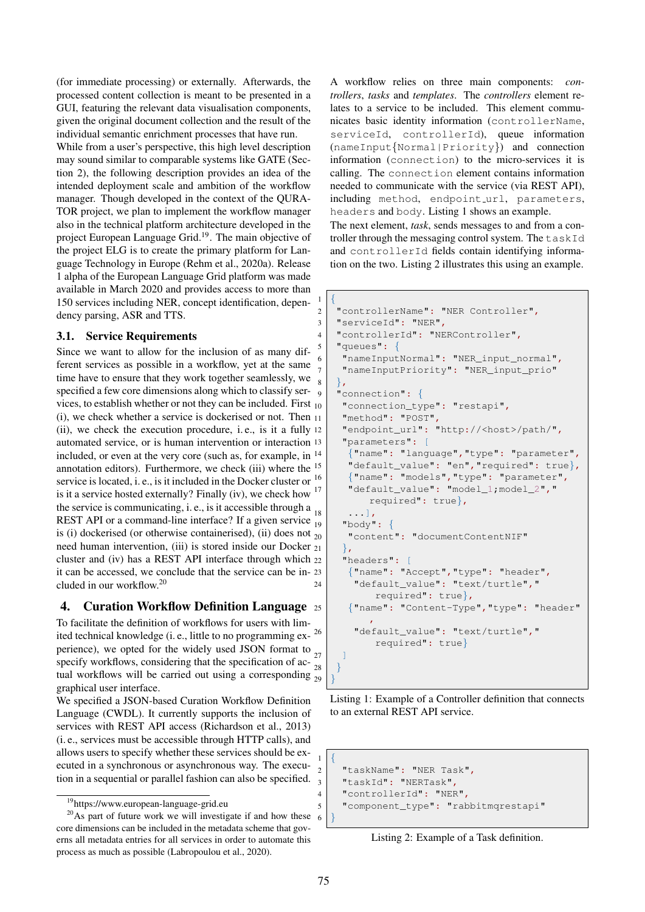(for immediate processing) or externally. Afterwards, the processed content collection is meant to be presented in a GUI, featuring the relevant data visualisation components, given the original document collection and the result of the individual semantic enrichment processes that have run.

While from a user's perspective, this high level description may sound similar to comparable systems like GATE (Section 2), the following description provides an idea of the intended deployment scale and ambition of the workflow manager. Though developed in the context of the QURATOR project, we plan to implement the workflow manager also in the technical platform architecture developed in the project European Language Grid.[19]. The main objective of the project ELG is to create the primary platform for Language Technology in Europe (Rehm et al., 2020a). Release 1 alpha of the European Language Grid platform was made available in March 2020 and provides access to more than 150 services including NER, concept identification, dependency parsing, ASR and TTS.

### 3.1. Service Requirements

Since we want to allow for the inclusion of as many different services as possible in a workflow, yet at the same time have to ensure that they work together seamlessly, we specified a few core dimensions along which to classify services, to establish whether or not they can be included. First (i), we check whether a service is dockerised or not. Then (ii), we check the execution procedure, i. e., is it a fully automated service, or is human intervention or interaction included, or even at the very core (such as, for example, in annotation editors). Furthermore, we check (iii) where the service is located, i. e., is it included in the Docker cluster or is it a service hosted externally? Finally (iv), we check how the service is communicating, i. e., is it accessible through a REST API or a command-line interface? If a given service is (i) dockerised (or otherwise containerised), (ii) does not need human intervention, (iii) is stored inside our Docker cluster and (iv) has a REST API interface through which it can be accessed, we conclude that the service can be included in our workflow.[20]

## 4. Curation Workflow Definition Language

To facilitate the definition of workflows for users with limited technical knowledge (i. e., little to no programming experience), we opted for the widely used JSON format to specify workflows, considering that the specification of actual workflows will be carried out using a corresponding graphical user interface.

We specified a JSON-based Curation Workflow Definition Language (CWDL). It currently supports the inclusion of services with REST API access (Richardson et al., 2013) (i. e., services must be accessible through HTTP calls), and allows users to specify whether these services should be executed in a synchronous or asynchronous way. The execution in a sequential or parallel fashion can also be specified.

A workflow relies on three main components: *controllers*, *tasks* and *templates*. The *controllers* element relates to a service to be included. This element communicates basic identity information (`controllerName`, `serviceId`, `controllerId`), queue information (`nameInput{Normal|Priority}`) and connection information (`connection`) to the micro-services it is calling. The `connection` element contains information needed to communicate with the service (via REST API), including `method`, `endpoint_url`, `parameters`, `headers` and `body`. Listing 1 shows an example.

The next element, *task*, sends messages to and from a controller through the messaging control system. The `taskId` and `controllerId` fields contain identifying information on the two. Listing 2 illustrates this using an example.

```
{
 "controllerName": "NER Controller",
 "serviceId": "NER",
 "controllerId": "NERController",
 "queues": {
  "nameInputNormal": "NER_input_normal",
  "nameInputPriority": "NER_input_prio"
 },
 "connection": {
  "connection_type": "restapi",
  "method": "POST",
  "endpoint_url": "http://<host>/path/",
  "parameters": [
   {"name": "language","type": "parameter",
   "default_value": "en","required": true},
   {"name": "models","type": "parameter",
   "default_value": "model_1;model_2","
      required": true},
  ...],
  "body": {
   "content": "documentContentNIF"
  },
  "headers": [
   {"name": "Accept","type": "header",
    "default_value": "text/turtle","
       required": true},
   {"name": "Content-Type","type": "header"
      ,
    "default_value": "text/turtle","
       required": true}
  ]
 }
}
```

Listing 1: Example of a Controller definition that connects to an external REST API service.

```
{
  "taskName": "NER Task",
  "taskId": "NERTask",
  "controllerId": "NER",
  "component_type": "rabbitmqrestapi"
}
```

Listing 2: Example of a Task definition.

[19] https://www.european-language-grid.eu

[20] As part of future work we will investigate if and how these core dimensions can be included in the metadata scheme that governs all metadata entries for all services in order to automate this process as much as possible (Labropoulou et al., 2020).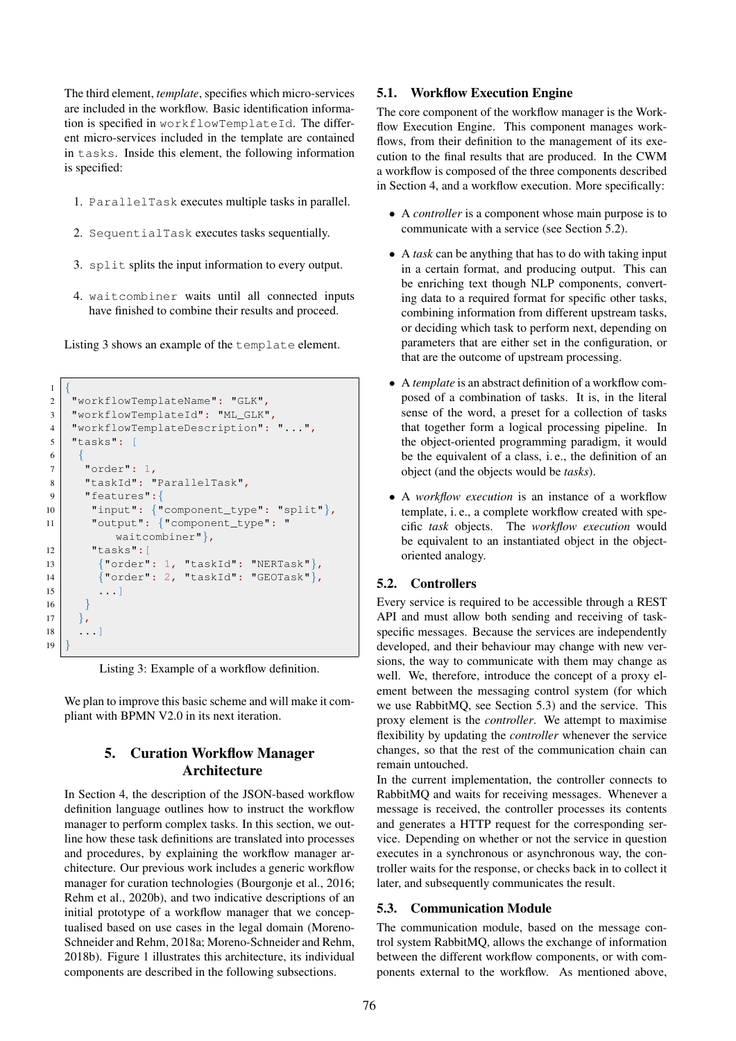The third element, *template*, specifies which micro-services are included in the workflow. Basic identification information is specified in `workflowTemplateId`. The different micro-services included in the template are contained in `tasks`. Inside this element, the following information is specified:

1. `ParallelTask` executes multiple tasks in parallel.
2. `SequentialTask` executes tasks sequentially.
3. `split` splits the input information to every output.
4. `waitcombiner` waits until all connected inputs have finished to combine their results and proceed.

Listing 3 shows an example of the `template` element.

```
{
 "workflowTemplateName": "GLK",
 "workflowTemplateId": "ML_GLK",
 "workflowTemplateDescription": "...",
 "tasks": [
  {
   "order": 1,
   "taskId": "ParallelTask",
   "features":{
    "input": {"component_type": "split"},
    "output": {"component_type": "
        waitcombiner"},
    "tasks":[
     {"order": 1, "taskId": "NERTask"},
     {"order": 2, "taskId": "GEOTask"},
     ...]
   }
  },
  ...]
}
```

Listing 3: Example of a workflow definition.

We plan to improve this basic scheme and will make it compliant with BPMN V2.0 in its next iteration.

## 5. Curation Workflow Manager Architecture

In Section 4, the description of the JSON-based workflow definition language outlines how to instruct the workflow manager to perform complex tasks. In this section, we outline how these task definitions are translated into processes and procedures, by explaining the workflow manager architecture. Our previous work includes a generic workflow manager for curation technologies (Bourgonje et al., 2016; Rehm et al., 2020b), and two indicative descriptions of an initial prototype of a workflow manager that we conceptualised based on use cases in the legal domain (Moreno-Schneider and Rehm, 2018a; Moreno-Schneider and Rehm, 2018b). Figure 1 illustrates this architecture, its individual components are described in the following subsections.

### 5.1. Workflow Execution Engine

The core component of the workflow manager is the Workflow Execution Engine. This component manages workflows, from their definition to the management of its execution to the final results that are produced. In the CWM a workflow is composed of the three components described in Section 4, and a workflow execution. More specifically:

- A *controller* is a component whose main purpose is to communicate with a service (see Section 5.2).
- A *task* can be anything that has to do with taking input in a certain format, and producing output. This can be enriching text though NLP components, converting data to a required format for specific other tasks, combining information from different upstream tasks, or deciding which task to perform next, depending on parameters that are either set in the configuration, or that are the outcome of upstream processing.
- A *template* is an abstract definition of a workflow composed of a combination of tasks. It is, in the literal sense of the word, a preset for a collection of tasks that together form a logical processing pipeline. In the object-oriented programming paradigm, it would be the equivalent of a class, i. e., the definition of an object (and the objects would be *tasks*).
- A *workflow execution* is an instance of a workflow template, i. e., a complete workflow created with specific *task* objects. The *workflow execution* would be equivalent to an instantiated object in the object-oriented analogy.

### 5.2. Controllers

Every service is required to be accessible through a REST API and must allow both sending and receiving of task-specific messages. Because the services are independently developed, and their behaviour may change with new versions, the way to communicate with them may change as well. We, therefore, introduce the concept of a proxy element between the messaging control system (for which we use RabbitMQ, see Section 5.3) and the service. This proxy element is the *controller*. We attempt to maximise flexibility by updating the *controller* whenever the service changes, so that the rest of the communication chain can remain untouched.
In the current implementation, the controller connects to RabbitMQ and waits for receiving messages. Whenever a message is received, the controller processes its contents and generates a HTTP request for the corresponding service. Depending on whether or not the service in question executes in a synchronous or asynchronous way, the controller waits for the response, or checks back in to collect it later, and subsequently communicates the result.

### 5.3. Communication Module

The communication module, based on the message control system RabbitMQ, allows the exchange of information between the different workflow components, or with components external to the workflow. As mentioned above,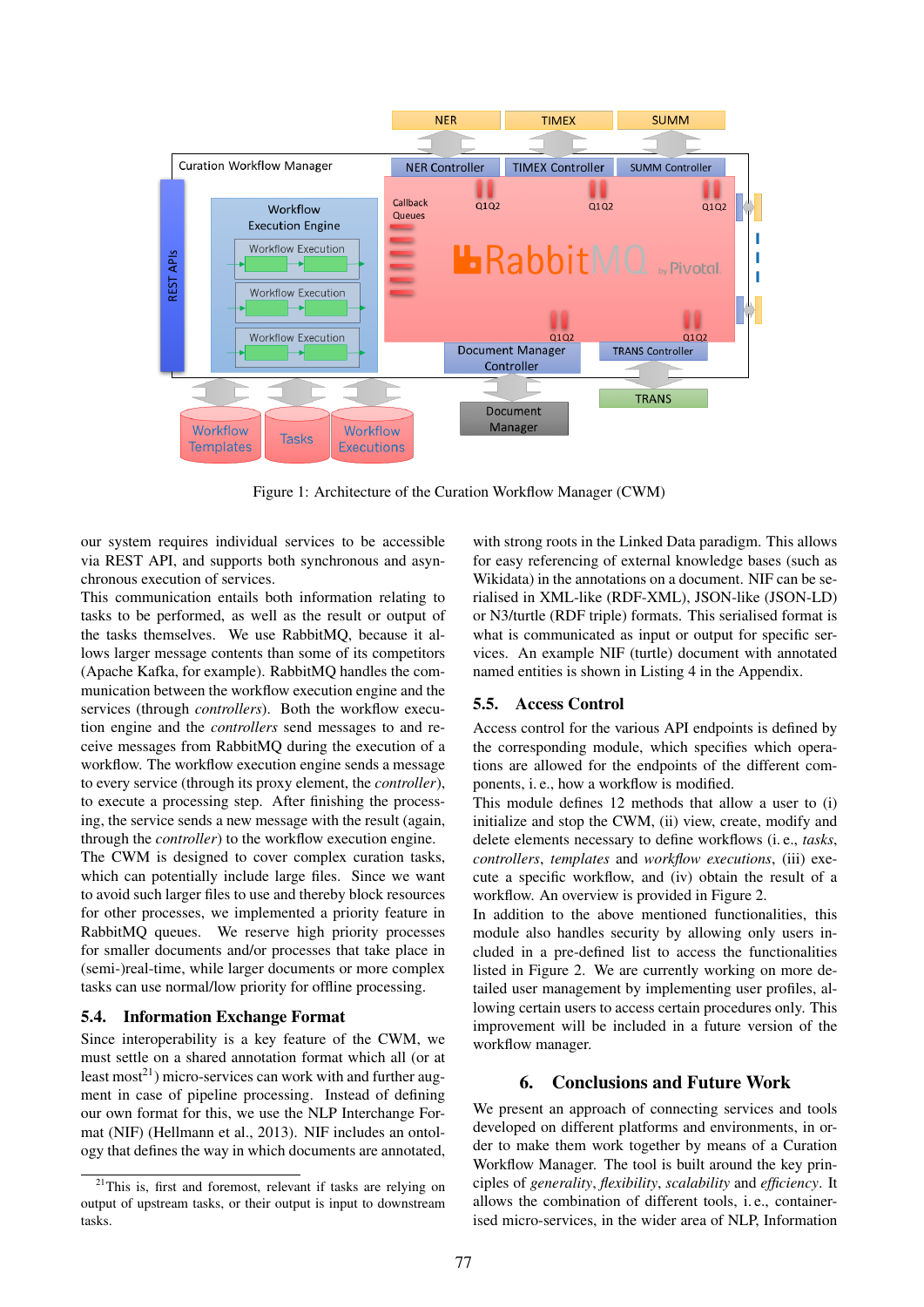Figure 1: Architecture of the Curation Workflow Manager (CWM)

our system requires individual services to be accessible via REST API, and supports both synchronous and asynchronous execution of services.
This communication entails both information relating to tasks to be performed, as well as the result or output of the tasks themselves. We use RabbitMQ, because it allows larger message contents than some of its competitors (Apache Kafka, for example). RabbitMQ handles the communication between the workflow execution engine and the services (through *controllers*). Both the workflow execution engine and the *controllers* send messages to and receive messages from RabbitMQ during the execution of a workflow. The workflow execution engine sends a message to every service (through its proxy element, the *controller*), to execute a processing step. After finishing the processing, the service sends a new message with the result (again, through the *controller*) to the workflow execution engine.
The CWM is designed to cover complex curation tasks, which can potentially include large files. Since we want to avoid such larger files to use and thereby block resources for other processes, we implemented a priority feature in RabbitMQ queues. We reserve high priority processes for smaller documents and/or processes that take place in (semi-)real-time, while larger documents or more complex tasks can use normal/low priority for offline processing.

### 5.4. Information Exchange Format

Since interoperability is a key feature of the CWM, we must settle on a shared annotation format which all (or at least most[21]) micro-services can work with and further augment in case of pipeline processing. Instead of defining our own format for this, we use the NLP Interchange Format (NIF) (Hellmann et al., 2013). NIF includes an ontology that defines the way in which documents are annotated, with strong roots in the Linked Data paradigm. This allows for easy referencing of external knowledge bases (such as Wikidata) in the annotations on a document. NIF can be serialised in XML-like (RDF-XML), JSON-like (JSON-LD) or N3/turtle (RDF triple) formats. This serialised format is what is communicated as input or output for specific services. An example NIF (turtle) document with annotated named entities is shown in Listing 4 in the Appendix.

[21] This is, first and foremost, relevant if tasks are relying on output of upstream tasks, or their output is input to downstream tasks.

### 5.5. Access Control

Access control for the various API endpoints is defined by the corresponding module, which specifies which operations are allowed for the endpoints of the different components, i. e., how a workflow is modified.
This module defines 12 methods that allow a user to (i) initialize and stop the CWM, (ii) view, create, modify and delete elements necessary to define workflows (i. e., *tasks*, *controllers*, *templates* and *workflow executions*, (iii) execute a specific workflow, and (iv) obtain the result of a workflow. An overview is provided in Figure 2.
In addition to the above mentioned functionalities, this module also handles security by allowing only users included in a pre-defined list to access the functionalities listed in Figure 2. We are currently working on more detailed user management by implementing user profiles, allowing certain users to access certain procedures only. This improvement will be included in a future version of the workflow manager.

## 6. Conclusions and Future Work

We present an approach of connecting services and tools developed on different platforms and environments, in order to make them work together by means of a Curation Workflow Manager. The tool is built around the key principles of *generality*, *flexibility*, *scalability* and *efficiency*. It allows the combination of different tools, i. e., containerised micro-services, in the wider area of NLP, Information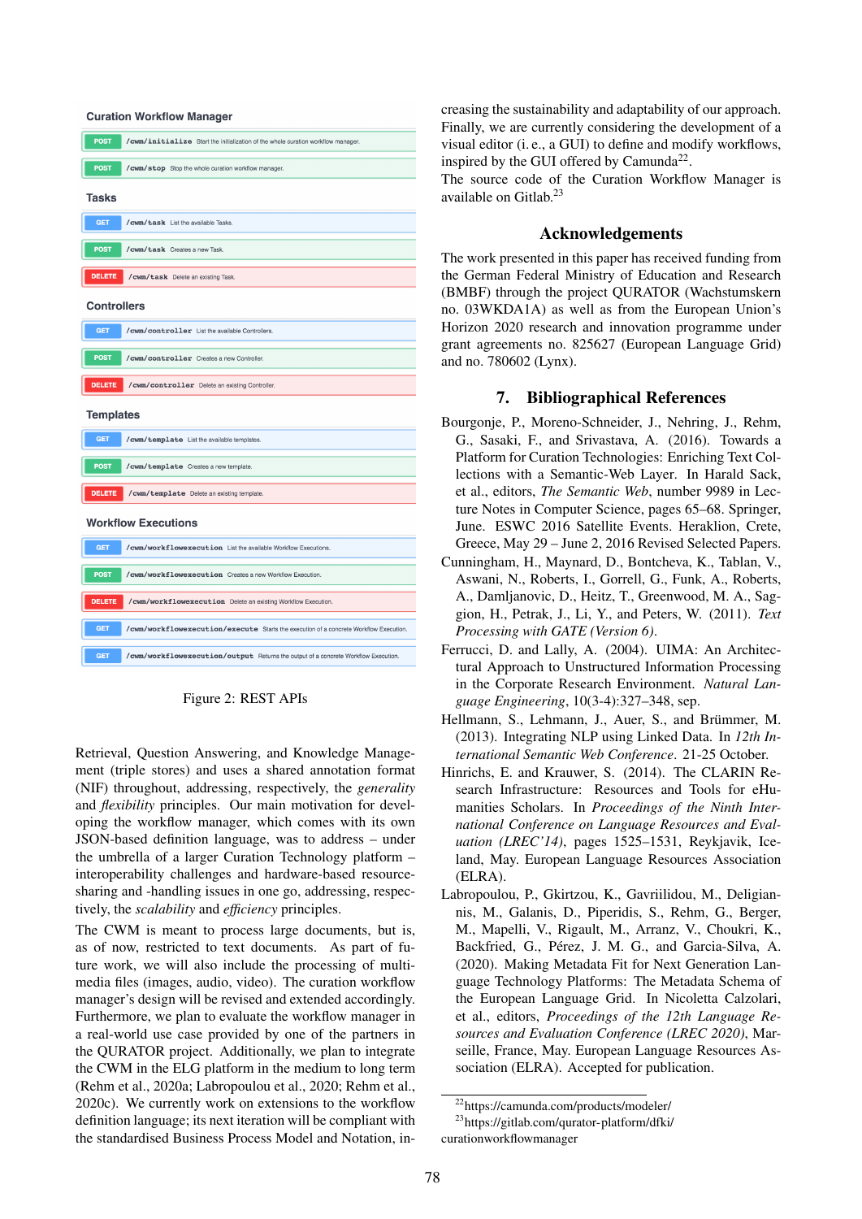Curation Workflow Manager

POST /cwm/initialize Start the initialization of the whole curation workflow manager.

POST /cwm/stop Stop the whole curation workflow manager.

Tasks

GET /cwm/task List the available Tasks.

POST /cwm/task Creates a new Task.

DELETE /cwm/task Delete an existing Task.

Controllers

GET /cwm/controller List the available Controllers.

POST /cwm/controller Creates a new Controller.

DELETE /cwm/controller Delete an existing Controller.

Templates

GET /cwm/template List the available templates.

POST /cwm/template Creates a new template.

DELETE /cwm/template Delete an existing template.

Workflow Executions

GET /cwm/workflowexecution List the available Workflow Executions.

POST /cwm/workflowexecution Creates a new Workflow Execution.

DELETE /cwm/workflowexecution Delete an existing Workflow Execution.

GET /cwm/workflowexecution/execute Starts the execution of a concrete Workflow Execution.

GET /cwm/workflowexecution/output Returns the output of a concrete Workflow Execution.

Figure 2: REST APIs

Retrieval, Question Answering, and Knowledge Management (triple stores) and uses a shared annotation format (NIF) throughout, addressing, respectively, the *generality* and *flexibility* principles. Our main motivation for developing the workflow manager, which comes with its own JSON-based definition language, was to address – under the umbrella of a larger Curation Technology platform – interoperability challenges and hardware-based resource-sharing and -handling issues in one go, addressing, respectively, the *scalability* and *efficiency* principles.

The CWM is meant to process large documents, but is, as of now, restricted to text documents. As part of future work, we will also include the processing of multimedia files (images, audio, video). The curation workflow manager's design will be revised and extended accordingly. Furthermore, we plan to evaluate the workflow manager in a real-world use case provided by one of the partners in the QURATOR project. Additionally, we plan to integrate the CWM in the ELG platform in the medium to long term (Rehm et al., 2020a; Labropoulou et al., 2020; Rehm et al., 2020c). We currently work on extensions to the workflow definition language; its next iteration will be compliant with the standardised Business Process Model and Notation, increasing the sustainability and adaptability of our approach. Finally, we are currently considering the development of a visual editor (i. e., a GUI) to define and modify workflows, inspired by the GUI offered by Camunda[22].

The source code of the Curation Workflow Manager is available on Gitlab.[23]

## Acknowledgements

The work presented in this paper has received funding from the German Federal Ministry of Education and Research (BMBF) through the project QURATOR (Wachstumskern no. 03WKDA1A) as well as from the European Union's Horizon 2020 research and innovation programme under grant agreements no. 825627 (European Language Grid) and no. 780602 (Lynx).

## 7. Bibliographical References

Bourgonje, P., Moreno-Schneider, J., Nehring, J., Rehm, G., Sasaki, F., and Srivastava, A. (2016). Towards a Platform for Curation Technologies: Enriching Text Collections with a Semantic-Web Layer. In Harald Sack, et al., editors, *The Semantic Web*, number 9989 in Lecture Notes in Computer Science, pages 65–68. Springer, June. ESWC 2016 Satellite Events. Heraklion, Crete, Greece, May 29 – June 2, 2016 Revised Selected Papers.

Cunningham, H., Maynard, D., Bontcheva, K., Tablan, V., Aswani, N., Roberts, I., Gorrell, G., Funk, A., Roberts, A., Damljanovic, D., Heitz, T., Greenwood, M. A., Saggion, H., Petrak, J., Li, Y., and Peters, W. (2011). *Text Processing with GATE (Version 6)*.

Ferrucci, D. and Lally, A. (2004). UIMA: An Architectural Approach to Unstructured Information Processing in the Corporate Research Environment. *Natural Language Engineering*, 10(3-4):327–348, sep.

Hellmann, S., Lehmann, J., Auer, S., and Brümmer, M. (2013). Integrating NLP using Linked Data. In *12th International Semantic Web Conference*. 21-25 October.

Hinrichs, E. and Krauwer, S. (2014). The CLARIN Research Infrastructure: Resources and Tools for eHumanities Scholars. In *Proceedings of the Ninth International Conference on Language Resources and Evaluation (LREC'14)*, pages 1525–1531, Reykjavik, Iceland, May. European Language Resources Association (ELRA).

Labropoulou, P., Gkirtzou, K., Gavriilidou, M., Deligiannis, M., Galanis, D., Piperidis, S., Rehm, G., Berger, M., Mapelli, V., Rigault, M., Arranz, V., Choukri, K., Backfried, G., Pérez, J. M. G., and Garcia-Silva, A. (2020). Making Metadata Fit for Next Generation Language Technology Platforms: The Metadata Schema of the European Language Grid. In Nicoletta Calzolari, et al., editors, *Proceedings of the 12th Language Resources and Evaluation Conference (LREC 2020)*, Marseille, France, May. European Language Resources Association (ELRA). Accepted for publication.

[22] https://camunda.com/products/modeler/

[23] https://gitlab.com/qurator-platform/dfki/curationworkflowmanager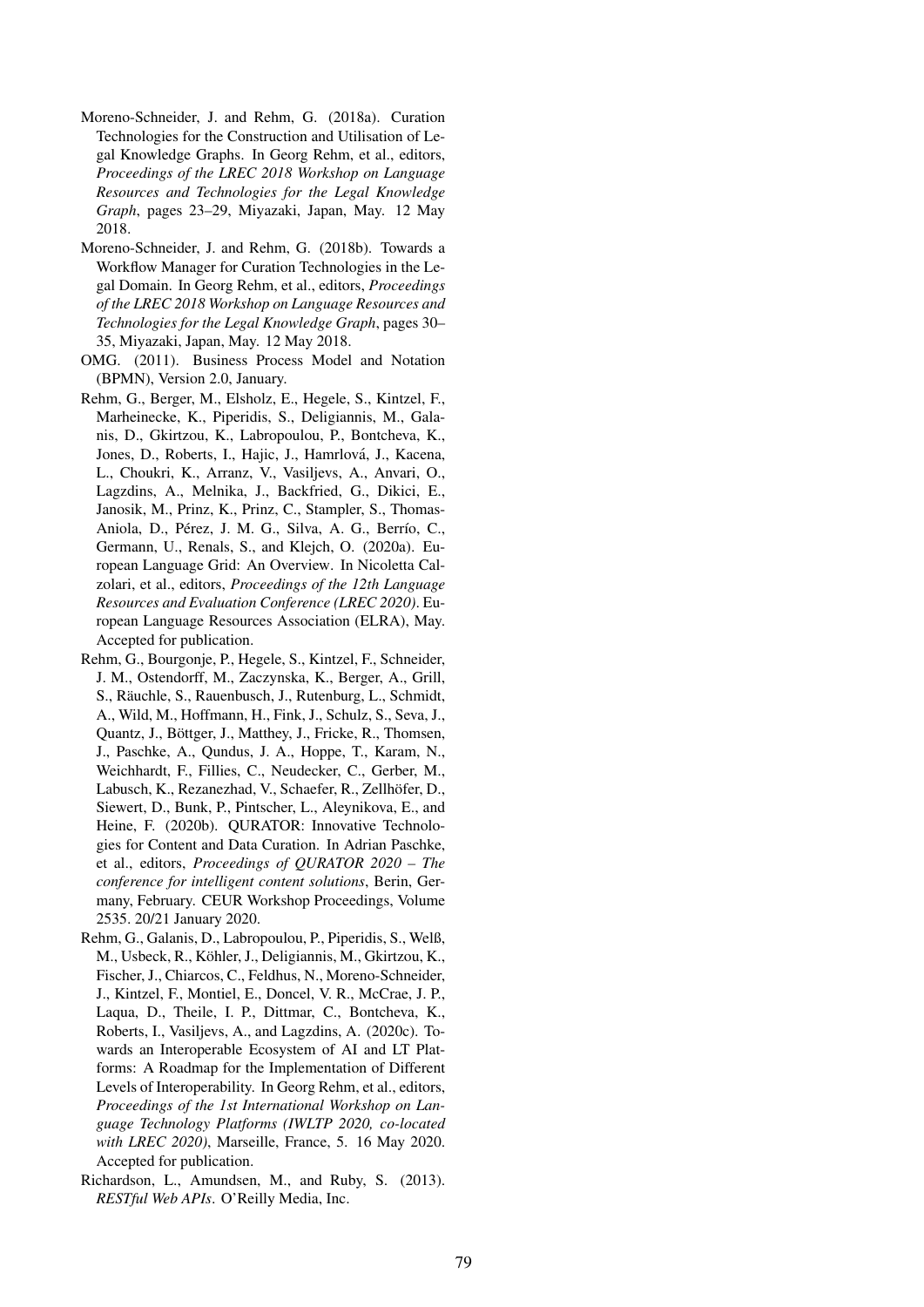Moreno-Schneider, J. and Rehm, G. (2018a). Curation Technologies for the Construction and Utilisation of Legal Knowledge Graphs. In Georg Rehm, et al., editors, *Proceedings of the LREC 2018 Workshop on Language Resources and Technologies for the Legal Knowledge Graph*, pages 23–29, Miyazaki, Japan, May. 12 May 2018.

Moreno-Schneider, J. and Rehm, G. (2018b). Towards a Workflow Manager for Curation Technologies in the Legal Domain. In Georg Rehm, et al., editors, *Proceedings of the LREC 2018 Workshop on Language Resources and Technologies for the Legal Knowledge Graph*, pages 30–35, Miyazaki, Japan, May. 12 May 2018.

OMG. (2011). Business Process Model and Notation (BPMN), Version 2.0, January.

Rehm, G., Berger, M., Elsholz, E., Hegele, S., Kintzel, F., Marheinecke, K., Piperidis, S., Deligiannis, M., Galanis, D., Gkirtzou, K., Labropoulou, P., Bontcheva, K., Jones, D., Roberts, I., Hajic, J., Hamrlová, J., Kacena, L., Choukri, K., Arranz, V., Vasiljevs, A., Anvari, O., Lagzdins, A., Melnika, J., Backfried, G., Dikici, E., Janosik, M., Prinz, K., Prinz, C., Stampler, S., Thomas-Aniola, D., Pérez, J. M. G., Silva, A. G., Berrío, C., Germann, U., Renals, S., and Klejch, O. (2020a). European Language Grid: An Overview. In Nicoletta Calzolari, et al., editors, *Proceedings of the 12th Language Resources and Evaluation Conference (LREC 2020)*. European Language Resources Association (ELRA), May. Accepted for publication.

Rehm, G., Bourgonje, P., Hegele, S., Kintzel, F., Schneider, J. M., Ostendorff, M., Zaczynska, K., Berger, A., Grill, S., Räuchle, S., Rauenbusch, J., Rutenburg, L., Schmidt, A., Wild, M., Hoffmann, H., Fink, J., Schulz, S., Seva, J., Quantz, J., Böttger, J., Matthey, J., Fricke, R., Thomsen, J., Paschke, A., Qundus, J. A., Hoppe, T., Karam, N., Weichhardt, F., Fillies, C., Neudecker, C., Gerber, M., Labusch, K., Rezanezhad, V., Schaefer, R., Zellhöfer, D., Siewert, D., Bunk, P., Pintscher, L., Aleynikova, E., and Heine, F. (2020b). QURATOR: Innovative Technologies for Content and Data Curation. In Adrian Paschke, et al., editors, *Proceedings of QURATOR 2020 – The conference for intelligent content solutions*, Berin, Germany, February. CEUR Workshop Proceedings, Volume 2535. 20/21 January 2020.

Rehm, G., Galanis, D., Labropoulou, P., Piperidis, S., Welß, M., Usbeck, R., Köhler, J., Deligiannis, M., Gkirtzou, K., Fischer, J., Chiarcos, C., Feldhus, N., Moreno-Schneider, J., Kintzel, F., Montiel, E., Doncel, V. R., McCrae, J. P., Laqua, D., Theile, I. P., Dittmar, C., Bontcheva, K., Roberts, I., Vasiljevs, A., and Lagzdins, A. (2020c). Towards an Interoperable Ecosystem of AI and LT Platforms: A Roadmap for the Implementation of Different Levels of Interoperability. In Georg Rehm, et al., editors, *Proceedings of the 1st International Workshop on Language Technology Platforms (IWLTP 2020, co-located with LREC 2020)*, Marseille, France, 5. 16 May 2020. Accepted for publication.

Richardson, L., Amundsen, M., and Ruby, S. (2013). *RESTful Web APIs*. O'Reilly Media, Inc.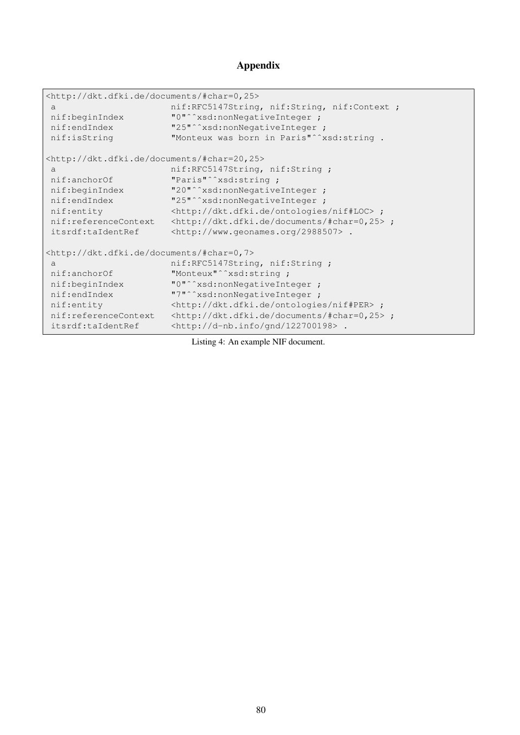# Appendix

```
<http://dkt.dfki.de/documents/#char=0,25>
 a                        nif:RFC5147String, nif:String, nif:Context ;
 nif:beginIndex           "0"^^xsd:nonNegativeInteger ;
 nif:endIndex             "25"^^xsd:nonNegativeInteger ;
 nif:isString             "Monteux was born in Paris"^^xsd:string .

<http://dkt.dfki.de/documents/#char=20,25>
 a                        nif:RFC5147String, nif:String ;
 nif:anchorOf             "Paris"^^xsd:string ;
 nif:beginIndex           "20"^^xsd:nonNegativeInteger ;
 nif:endIndex             "25"^^xsd:nonNegativeInteger ;
 nif:entity               <http://dkt.dfki.de/ontologies/nif#LOC> ;
 nif:referenceContext     <http://dkt.dfki.de/documents/#char=0,25> ;
 itsrdf:taIdentRef        <http://www.geonames.org/2988507> .

<http://dkt.dfki.de/documents/#char=0,7>
 a                        nif:RFC5147String, nif:String ;
 nif:anchorOf             "Monteux"^^xsd:string ;
 nif:beginIndex           "0"^^xsd:nonNegativeInteger ;
 nif:endIndex             "7"^^xsd:nonNegativeInteger ;
 nif:entity               <http://dkt.dfki.de/ontologies/nif#PER> ;
 nif:referenceContext     <http://dkt.dfki.de/documents/#char=0,25> ;
 itsrdf:taIdentRef        <http://d-nb.info/gnd/122700198> .
```

Listing 4: An example NIF document.